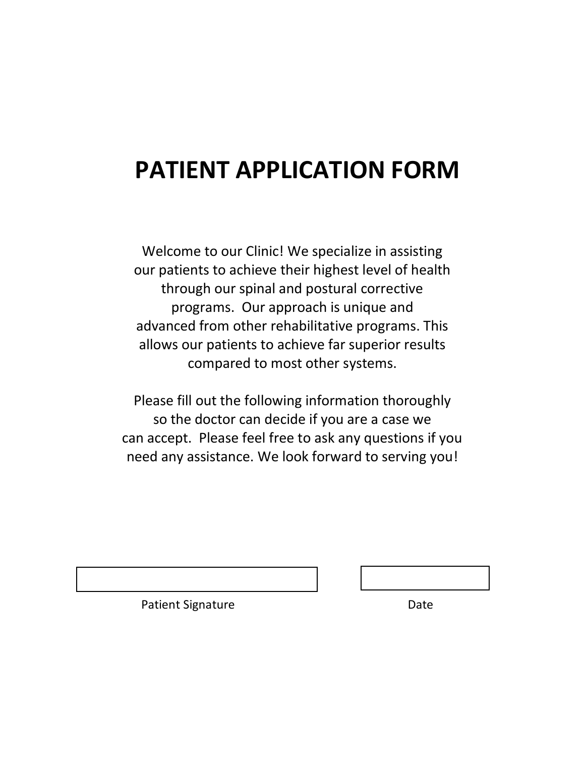# PATIENT APPLICATION FORM

Welcome to our Clinic! We specialize in assisting our patients to achieve their highest level of health through our spinal and postural corrective programs. Our approach is unique and advanced from other rehabilitative programs. This allows our patients to achieve far superior results compared to most other systems.

Please fill out the following information thoroughly so the doctor can decide if you are a case we can accept. Please feel free to ask any questions if you need any assistance. We look forward to serving you!

| Patient Signature | Date |
|---|---|
| | |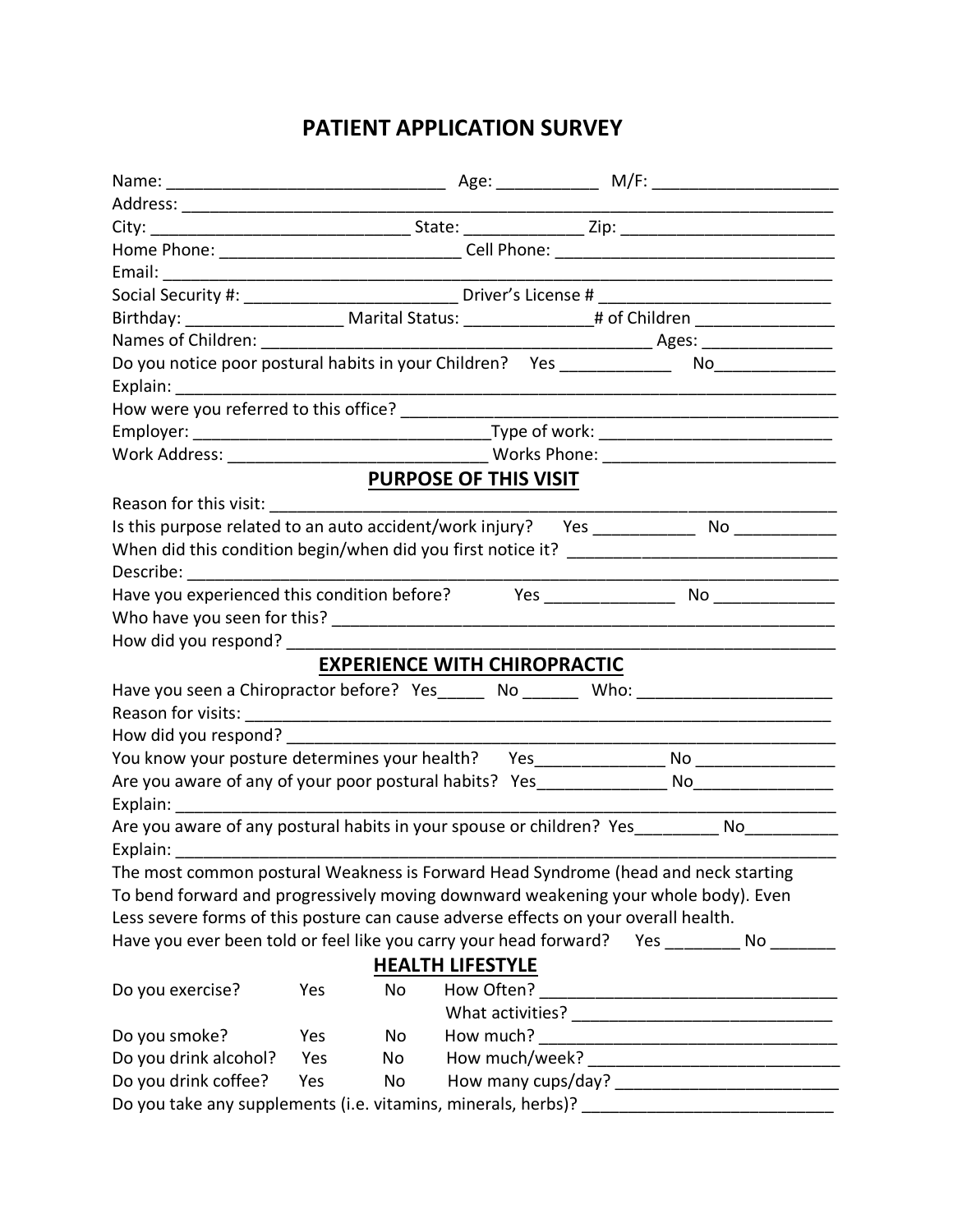# PATIENT APPLICATION SURVEY

Name: ______________________________ Age: __________ M/F: ___________________

Address: ______________________________________________________________________

City: ___________________________ State: ____________ Zip: ______________________

Home Phone: __________________________ Cell Phone: ______________________________

Email: _________________________________________________________________________

Social Security #: _______________________ Driver's License # _________________________

Birthday: _________________ Marital Status: ______________# of Children _______________

Names of Children: ___________________________________________ Ages: ______________

Do you notice poor postural habits in your Children? Yes ___________ No_____________

Explain: ______________________________________________________________________

How were you referred to this office? ___________________________________________

Employer: _________________________________Type of work: _________________________

Work Address: ____________________________ Works Phone: __________________________

## PURPOSE OF THIS VISIT

Reason for this visit: ______________________________________________________________

Is this purpose related to an auto accident/work injury? Yes ___________ No ___________

When did this condition begin/when did you first notice it? _____________________________

Describe: ______________________________________________________________________

Have you experienced this condition before? Yes ______________ No _____________

Who have you seen for this? _____________________________________________________

How did you respond? ___________________________________________________________

## EXPERIENCE WITH CHIROPRACTIC

Have you seen a Chiropractor before? Yes_____ No ______ Who: _____________________

Reason for visits: _______________________________________________________________

How did you respond? ___________________________________________________________

You know your posture determines your health? Yes______________ No _______________

Are you aware of any of your poor postural habits? Yes______________ No_______________

Explain: ______________________________________________________________________

Are you aware of any postural habits in your spouse or children? Yes_________ No__________

Explain: ______________________________________________________________________

The most common postural Weakness is Forward Head Syndrome (head and neck starting To bend forward and progressively moving downward weakening your whole body). Even Less severe forms of this posture can cause adverse effects on your overall health.

Have you ever been told or feel like you carry your head forward? Yes ________ No _______

## HEALTH LIFESTYLE

Do you exercise? Yes No How Often? ________________________________

What activities? ____________________________

Do you smoke? Yes No How much? _________________________________

Do you drink alcohol? Yes No How much/week? ____________________________

Do you drink coffee? Yes No How many cups/day? ________________________

Do you take any supplements (i.e. vitamins, minerals, herbs)? ___________________________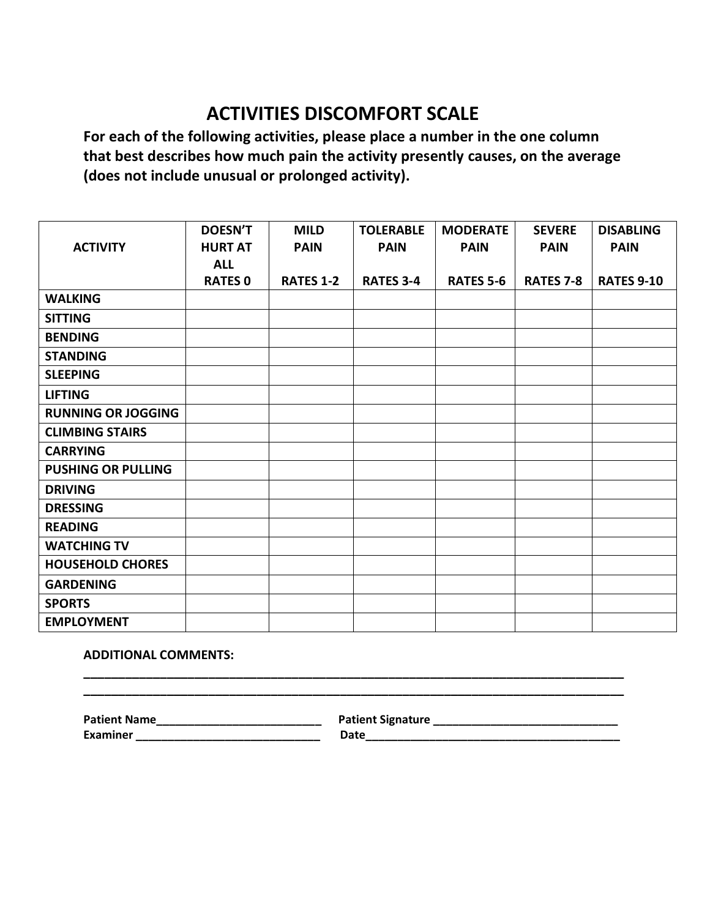# ACTIVITIES DISCOMFORT SCALE

**For each of the following activities, please place a number in the one column that best describes how much pain the activity presently causes, on the average (does not include unusual or prolonged activity).**

| ACTIVITY | DOESN'T HURT AT ALL<br>RATES 0 | MILD PAIN<br>RATES 1-2 | TOLERABLE PAIN<br>RATES 3-4 | MODERATE PAIN<br>RATES 5-6 | SEVERE PAIN<br>RATES 7-8 | DISABLING PAIN<br>RATES 9-10 |
|---|---|---|---|---|---|---|
| **WALKING** | | | | | | |
| **SITTING** | | | | | | |
| **BENDING** | | | | | | |
| **STANDING** | | | | | | |
| **SLEEPING** | | | | | | |
| **LIFTING** | | | | | | |
| **RUNNING OR JOGGING** | | | | | | |
| **CLIMBING STAIRS** | | | | | | |
| **CARRYING** | | | | | | |
| **PUSHING OR PULLING** | | | | | | |
| **DRIVING** | | | | | | |
| **DRESSING** | | | | | | |
| **READING** | | | | | | |
| **WATCHING TV** | | | | | | |
| **HOUSEHOLD CHORES** | | | | | | |
| **GARDENING** | | | | | | |
| **SPORTS** | | | | | | |
| **EMPLOYMENT** | | | | | | |

**ADDITIONAL COMMENTS:**

______________________________________________________________________________

______________________________________________________________________________

**Patient Name**___________________________ **Patient Signature** ______________________________

**Examiner** ______________________________ **Date**_________________________________________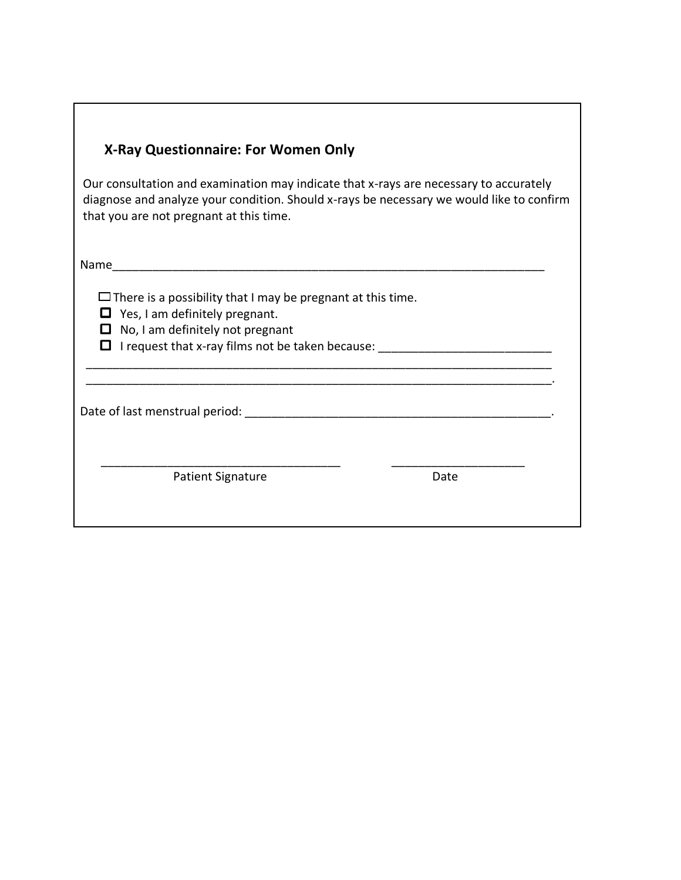## X-Ray Questionnaire: For Women Only

Our consultation and examination may indicate that x-rays are necessary to accurately diagnose and analyze your condition. Should x-rays be necessary we would like to confirm that you are not pregnant at this time.

Name_______________________________________________________________

- ☐ There is a possibility that I may be pregnant at this time.
- ☐ Yes, I am definitely pregnant.
- ☐ No, I am definitely not pregnant
- ☐ I request that x-ray films not be taken because: _________________________

_______________________________________________________________________
_______________________________________________________________________.

Date of last menstrual period: _____________________________________________.

_________________________________ Patient Signature

____________________ Date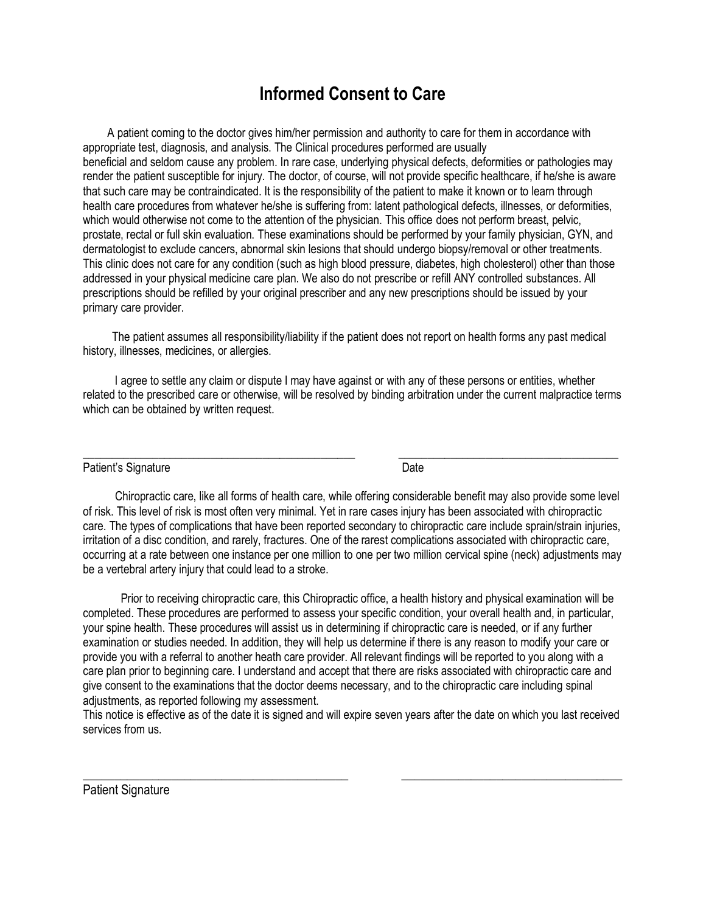# Informed Consent to Care

A patient coming to the doctor gives him/her permission and authority to care for them in accordance with appropriate test, diagnosis, and analysis. The Clinical procedures performed are usually beneficial and seldom cause any problem. In rare case, underlying physical defects, deformities or pathologies may render the patient susceptible for injury. The doctor, of course, will not provide specific healthcare, if he/she is aware that such care may be contraindicated. It is the responsibility of the patient to make it known or to learn through health care procedures from whatever he/she is suffering from: latent pathological defects, illnesses, or deformities, which would otherwise not come to the attention of the physician. This office does not perform breast, pelvic, prostate, rectal or full skin evaluation. These examinations should be performed by your family physician, GYN, and dermatologist to exclude cancers, abnormal skin lesions that should undergo biopsy/removal or other treatments. This clinic does not care for any condition (such as high blood pressure, diabetes, high cholesterol) other than those addressed in your physical medicine care plan. We also do not prescribe or refill ANY controlled substances. All prescriptions should be refilled by your original prescriber and any new prescriptions should be issued by your primary care provider.

The patient assumes all responsibility/liability if the patient does not report on health forms any past medical history, illnesses, medicines, or allergies.

I agree to settle any claim or dispute I may have against or with any of these persons or entities, whether related to the prescribed care or otherwise, will be resolved by binding arbitration under the current malpractice terms which can be obtained by written request.

______________________________________________ ____________________________________

Patient's Signature Date

Chiropractic care, like all forms of health care, while offering considerable benefit may also provide some level of risk. This level of risk is most often very minimal. Yet in rare cases injury has been associated with chiropractic care. The types of complications that have been reported secondary to chiropractic care include sprain/strain injuries, irritation of a disc condition, and rarely, fractures. One of the rarest complications associated with chiropractic care, occurring at a rate between one instance per one million to one per two million cervical spine (neck) adjustments may be a vertebral artery injury that could lead to a stroke.

Prior to receiving chiropractic care, this Chiropractic office, a health history and physical examination will be completed. These procedures are performed to assess your specific condition, your overall health and, in particular, your spine health. These procedures will assist us in determining if chiropractic care is needed, or if any further examination or studies needed. In addition, they will help us determine if there is any reason to modify your care or provide you with a referral to another heath care provider. All relevant findings will be reported to you along with a care plan prior to beginning care. I understand and accept that there are risks associated with chiropractic care and give consent to the examinations that the doctor deems necessary, and to the chiropractic care including spinal adjustments, as reported following my assessment.

This notice is effective as of the date it is signed and will expire seven years after the date on which you last received services from us.

______________________________________________ ____________________________________

Patient Signature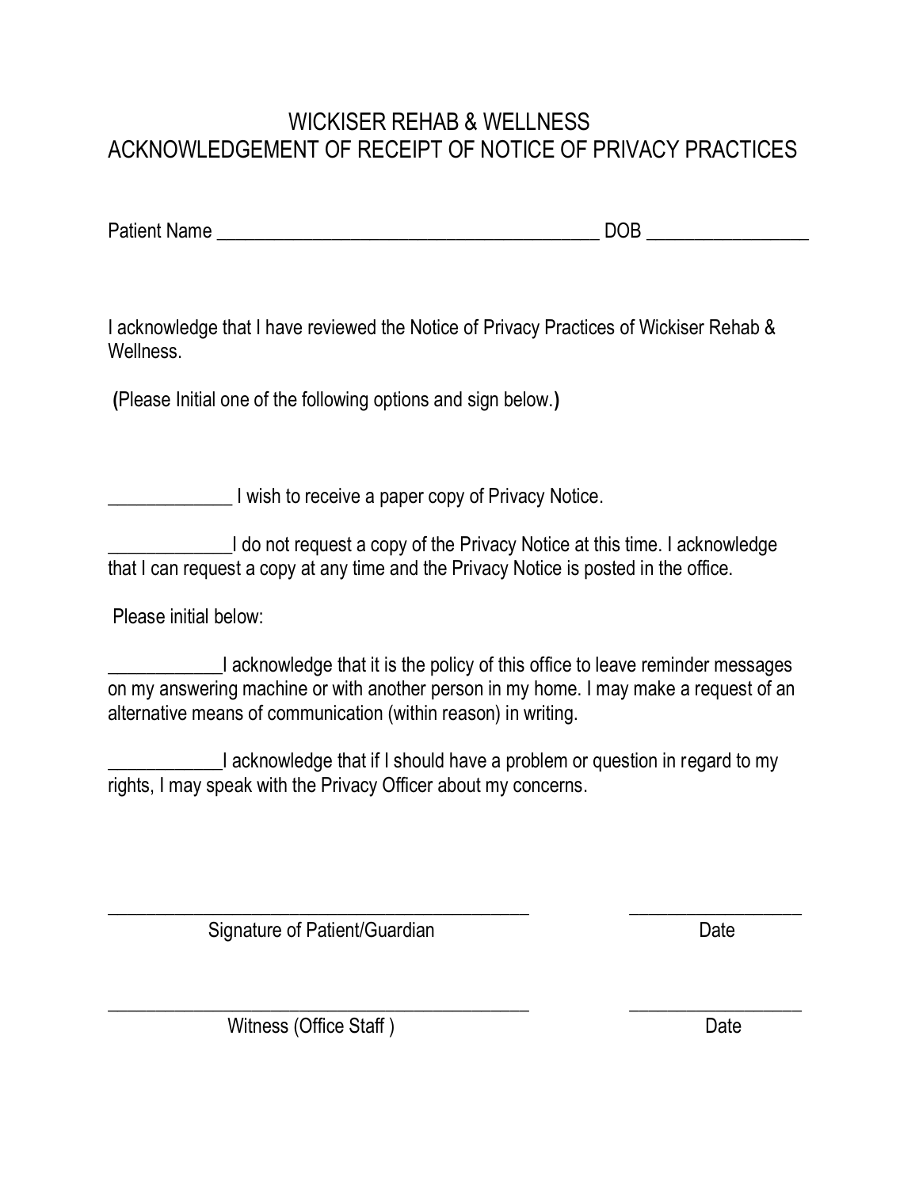# WICKISER REHAB & WELLNESS
# ACKNOWLEDGEMENT OF RECEIPT OF NOTICE OF PRIVACY PRACTICES

Patient Name ________________________________________ DOB ________________

I acknowledge that I have reviewed the Notice of Privacy Practices of Wickiser Rehab & Wellness.

**(**Please Initial one of the following options and sign below.**)**

_____________ I wish to receive a paper copy of Privacy Notice.

_____________I do not request a copy of the Privacy Notice at this time. I acknowledge that I can request a copy at any time and the Privacy Notice is posted in the office.

Please initial below:

____________I acknowledge that it is the policy of this office to leave reminder messages on my answering machine or with another person in my home. I may make a request of an alternative means of communication (within reason) in writing.

____________I acknowledge that if I should have a problem or question in regard to my rights, I may speak with the Privacy Officer about my concerns.

_____________________________________________ __________________
Signature of Patient/Guardian Date

_____________________________________________ __________________
Witness (Office Staff ) Date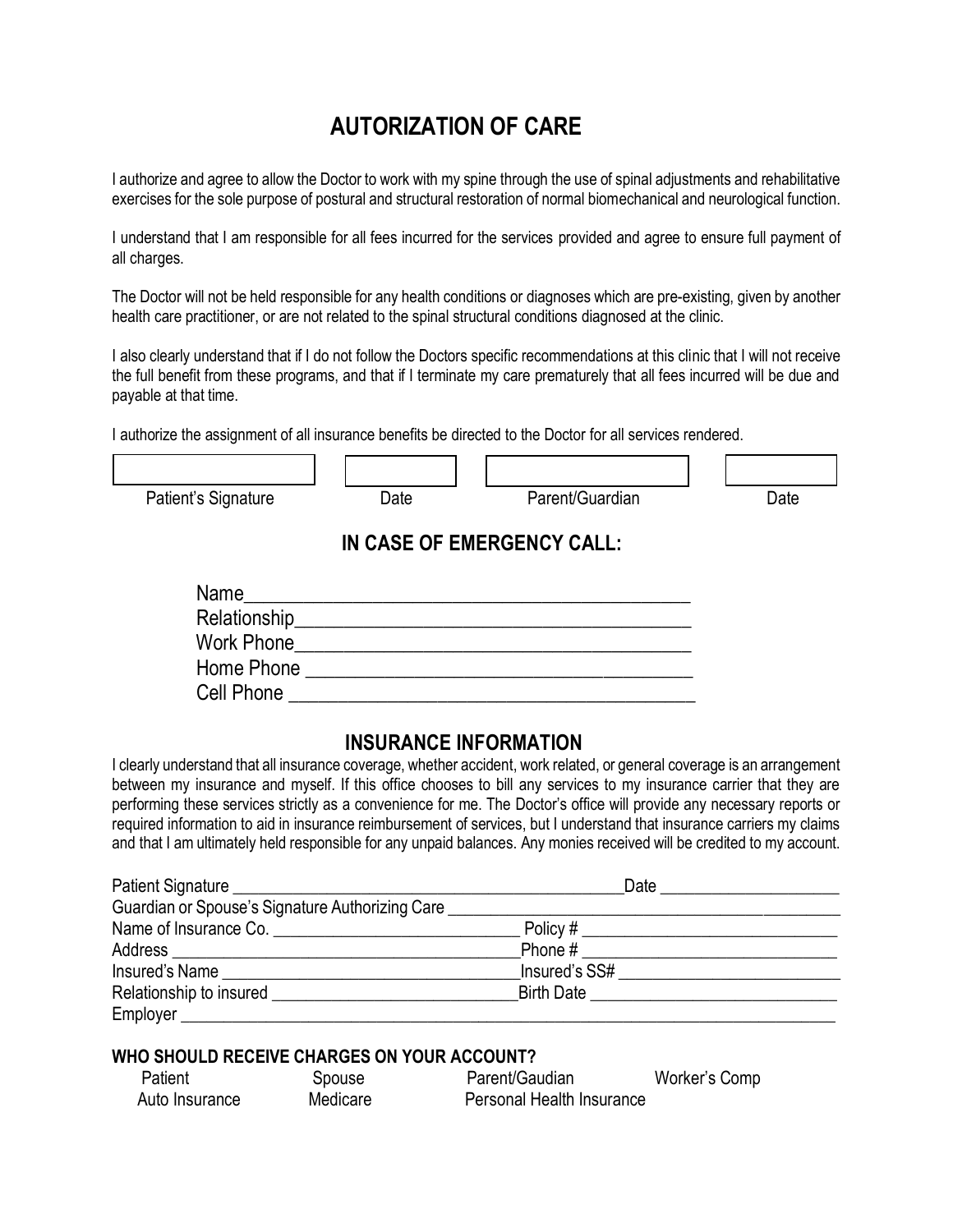# AUTORIZATION OF CARE

I authorize and agree to allow the Doctor to work with my spine through the use of spinal adjustments and rehabilitative exercises for the sole purpose of postural and structural restoration of normal biomechanical and neurological function.

I understand that I am responsible for all fees incurred for the services provided and agree to ensure full payment of all charges.

The Doctor will not be held responsible for any health conditions or diagnoses which are pre-existing, given by another health care practitioner, or are not related to the spinal structural conditions diagnosed at the clinic.

I also clearly understand that if I do not follow the Doctors specific recommendations at this clinic that I will not receive the full benefit from these programs, and that if I terminate my care prematurely that all fees incurred will be due and payable at that time.

I authorize the assignment of all insurance benefits be directed to the Doctor for all services rendered.

| Patient's Signature | Date | Parent/Guardian | Date |
|---|---|---|---|
| | | | |

## IN CASE OF EMERGENCY CALL:

Name_______________________________________

Relationship_________________________________

Work Phone_________________________________

Home Phone _________________________________

Cell Phone __________________________________

## INSURANCE INFORMATION

I clearly understand that all insurance coverage, whether accident, work related, or general coverage is an arrangement between my insurance and myself. If this office chooses to bill any services to my insurance carrier that they are performing these services strictly as a convenience for me. The Doctor's office will provide any necessary reports or required information to aid in insurance reimbursement of services, but I understand that insurance carriers my claims and that I am ultimately held responsible for any unpaid balances. Any monies received will be credited to my account.

Patient Signature _______________________________________ Date ____________________

Guardian or Spouse's Signature Authorizing Care ____________________________________

Name of Insurance Co. ___________________________ Policy # ___________________________

Address ____________________________________ Phone # ___________________________

Insured's Name _______________________________ Insured's SS# ________________________

Relationship to insured __________________________ Birth Date __________________________

Employer _______________________________________________________________________

### WHO SHOULD RECEIVE CHARGES ON YOUR ACCOUNT?

Patient    Spouse    Parent/Gaudian    Worker's Comp

Auto Insurance    Medicare    Personal Health Insurance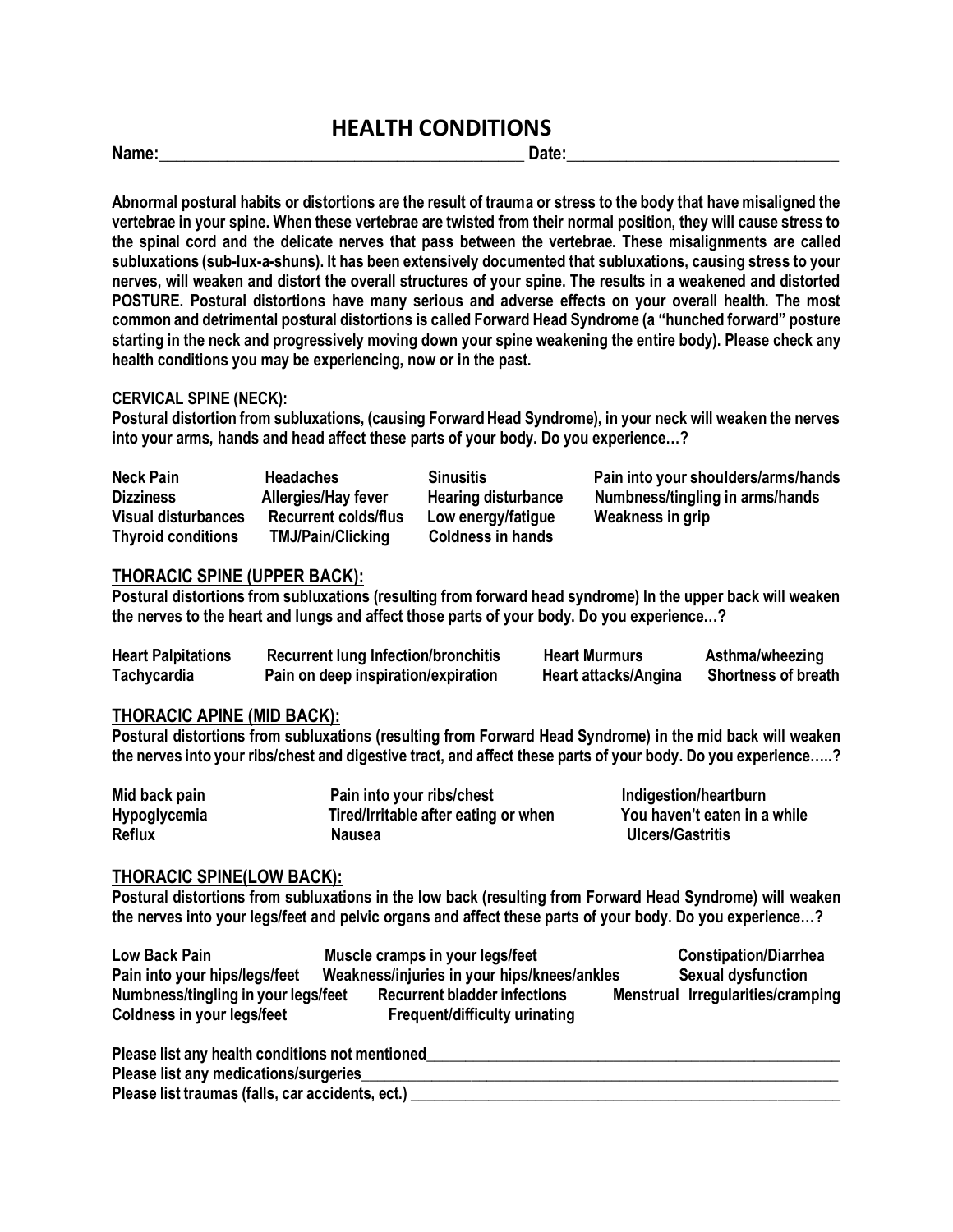# HEALTH CONDITIONS

**Name:**\_\_\_\_\_\_\_\_\_\_\_\_\_\_\_\_\_\_\_\_\_\_\_\_\_\_\_\_\_\_\_\_\_\_\_\_\_\_\_\_ **Date:**\_\_\_\_\_\_\_\_\_\_\_\_\_\_\_\_\_\_\_\_\_\_\_\_\_\_\_\_\_\_

**Abnormal postural habits or distortions are the result of trauma or stress to the body that have misaligned the vertebrae in your spine. When these vertebrae are twisted from their normal position, they will cause stress to the spinal cord and the delicate nerves that pass between the vertebrae. These misalignments are called subluxations (sub-lux-a-shuns). It has been extensively documented that subluxations, causing stress to your nerves, will weaken and distort the overall structures of your spine. The results in a weakened and distorted POSTURE. Postural distortions have many serious and adverse effects on your overall health. The most common and detrimental postural distortions is called Forward Head Syndrome (a "hunched forward" posture starting in the neck and progressively moving down your spine weakening the entire body). Please check any health conditions you may be experiencing, now or in the past.**

## CERVICAL SPINE (NECK):

**Postural distortion from subluxations, (causing Forward Head Syndrome), in your neck will weaken the nerves into your arms, hands and head affect these parts of your body. Do you experience…?**

| | | | |
|---|---|---|---|
| **Neck Pain** | **Headaches** | **Sinusitis** | **Pain into your shoulders/arms/hands** |
| **Dizziness** | **Allergies/Hay fever** | **Hearing disturbance** | **Numbness/tingling in arms/hands** |
| **Visual disturbances** | **Recurrent colds/flus** | **Low energy/fatigue** | **Weakness in grip** |
| **Thyroid conditions** | **TMJ/Pain/Clicking** | **Coldness in hands** | |

## THORACIC SPINE (UPPER BACK):

**Postural distortions from subluxations (resulting from forward head syndrome) In the upper back will weaken the nerves to the heart and lungs and affect those parts of your body. Do you experience…?**

| | | | |
|---|---|---|---|
| **Heart Palpitations** | **Recurrent lung Infection/bronchitis** | **Heart Murmurs** | **Asthma/wheezing** |
| **Tachycardia** | **Pain on deep inspiration/expiration** | **Heart attacks/Angina** | **Shortness of breath** |

## THORACIC APINE (MID BACK):

**Postural distortions from subluxations (resulting from Forward Head Syndrome) in the mid back will weaken the nerves into your ribs/chest and digestive tract, and affect these parts of your body. Do you experience…..?**

| | | |
|---|---|---|
| **Mid back pain** | **Pain into your ribs/chest** | **Indigestion/heartburn** |
| **Hypoglycemia** | **Tired/Irritable after eating or when You haven't eaten in a while** | |
| **Reflux** | **Nausea** | **Ulcers/Gastritis** |

## THORACIC SPINE(LOW BACK):

**Postural distortions from subluxations in the low back (resulting from Forward Head Syndrome) will weaken the nerves into your legs/feet and pelvic organs and affect these parts of your body. Do you experience…?**

| | | |
|---|---|---|
| **Low Back Pain** | **Muscle cramps in your legs/feet** | **Constipation/Diarrhea** |
| **Pain into your hips/legs/feet** | **Weakness/injuries in your hips/knees/ankles** | **Sexual dysfunction** |
| **Numbness/tingling in your legs/feet** | **Recurrent bladder infections** | **Menstrual Irregularities/cramping** |
| **Coldness in your legs/feet** | **Frequent/difficulty urinating** | |

**Please list any health conditions not mentioned**\_\_\_\_\_\_\_\_\_\_\_\_\_\_\_\_\_\_\_\_\_\_\_\_\_\_\_\_\_\_\_\_\_\_\_\_\_\_\_\_\_\_\_\_

**Please list any medications/surgeries**\_\_\_\_\_\_\_\_\_\_\_\_\_\_\_\_\_\_\_\_\_\_\_\_\_\_\_\_\_\_\_\_\_\_\_\_\_\_\_\_\_\_\_\_\_\_\_\_\_\_

**Please list traumas (falls, car accidents, ect.)** \_\_\_\_\_\_\_\_\_\_\_\_\_\_\_\_\_\_\_\_\_\_\_\_\_\_\_\_\_\_\_\_\_\_\_\_\_\_\_\_\_\_\_\_\_